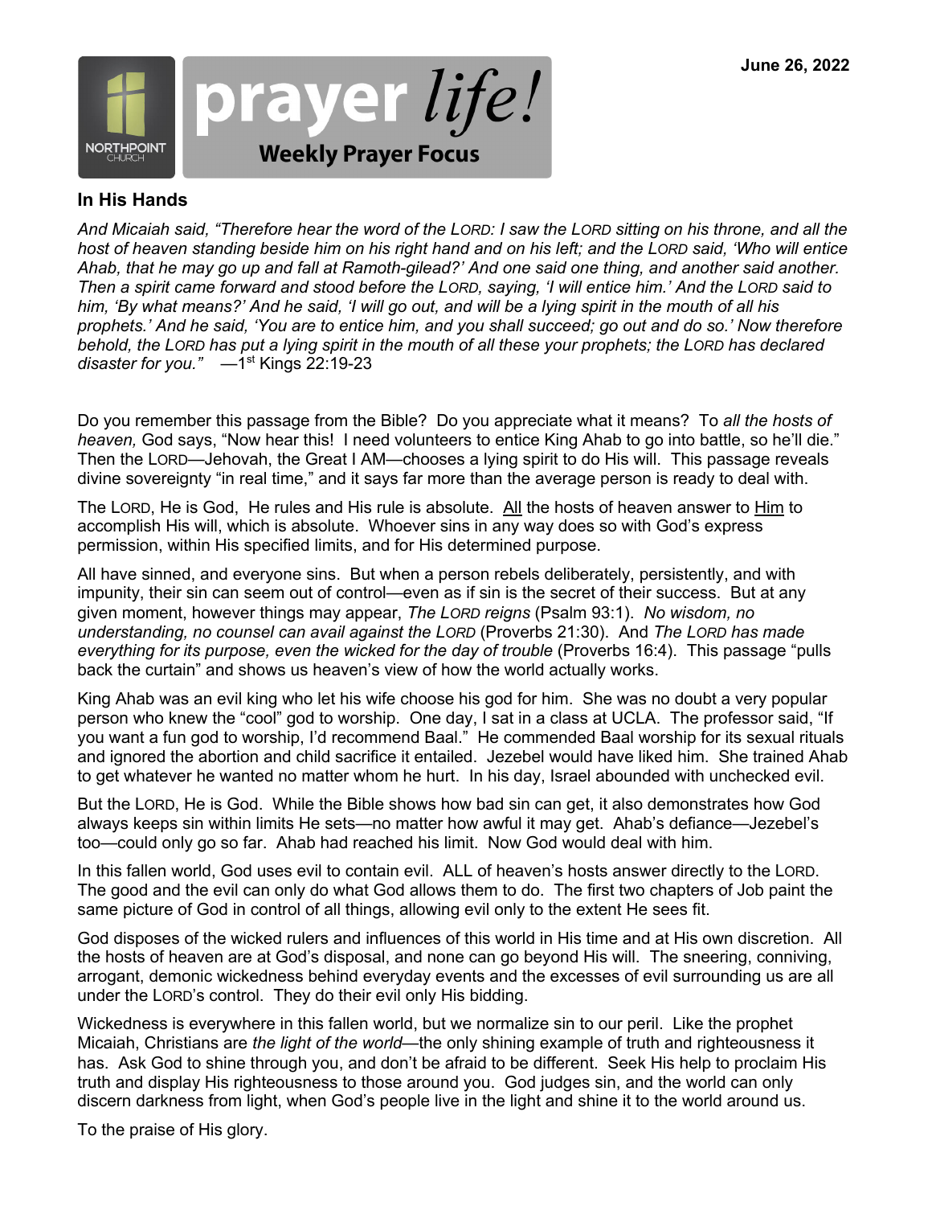June 26, 2022

prayer *life!*

**Weekly Prayer Focus**

## In His Hands

*And Micaiah said, "Therefore hear the word of the LORD: I saw the LORD sitting on his throne, and all the host of heaven standing beside him on his right hand and on his left; and the LORD said, 'Who will entice Ahab, that he may go up and fall at Ramoth-gilead?' And one said one thing, and another said another. Then a spirit came forward and stood before the LORD, saying, 'I will entice him.' And the LORD said to him, 'By what means?' And he said, 'I will go out, and will be a lying spirit in the mouth of all his prophets.' And he said, 'You are to entice him, and you shall succeed; go out and do so.' Now therefore behold, the LORD has put a lying spirit in the mouth of all these your prophets; the LORD has declared disaster for you."* —1st Kings 22:19-23

Do you remember this passage from the Bible? Do you appreciate what it means? To *all the hosts of heaven,* God says, "Now hear this! I need volunteers to entice King Ahab to go into battle, so he'll die." Then the LORD—Jehovah, the Great I AM—chooses a lying spirit to do His will. This passage reveals divine sovereignty "in real time," and it says far more than the average person is ready to deal with.

The LORD, He is God, He rules and His rule is absolute. <u>All</u> the hosts of heaven answer to <u>Him</u> to accomplish His will, which is absolute. Whoever sins in any way does so with God's express permission, within His specified limits, and for His determined purpose.

All have sinned, and everyone sins. But when a person rebels deliberately, persistently, and with impunity, their sin can seem out of control—even as if sin is the secret of their success. But at any given moment, however things may appear, *The LORD reigns* (Psalm 93:1). *No wisdom, no understanding, no counsel can avail against the LORD* (Proverbs 21:30). And *The LORD has made everything for its purpose, even the wicked for the day of trouble* (Proverbs 16:4). This passage "pulls back the curtain" and shows us heaven's view of how the world actually works.

King Ahab was an evil king who let his wife choose his god for him. She was no doubt a very popular person who knew the "cool" god to worship. One day, I sat in a class at UCLA. The professor said, "If you want a fun god to worship, I'd recommend Baal." He commended Baal worship for its sexual rituals and ignored the abortion and child sacrifice it entailed. Jezebel would have liked him. She trained Ahab to get whatever he wanted no matter whom he hurt. In his day, Israel abounded with unchecked evil.

But the LORD, He is God. While the Bible shows how bad sin can get, it also demonstrates how God always keeps sin within limits He sets—no matter how awful it may get. Ahab's defiance—Jezebel's too—could only go so far. Ahab had reached his limit. Now God would deal with him.

In this fallen world, God uses evil to contain evil. ALL of heaven's hosts answer directly to the LORD. The good and the evil can only do what God allows them to do. The first two chapters of Job paint the same picture of God in control of all things, allowing evil only to the extent He sees fit.

God disposes of the wicked rulers and influences of this world in His time and at His own discretion. All the hosts of heaven are at God's disposal, and none can go beyond His will. The sneering, conniving, arrogant, demonic wickedness behind everyday events and the excesses of evil surrounding us are all under the LORD's control. They do their evil only His bidding.

Wickedness is everywhere in this fallen world, but we normalize sin to our peril. Like the prophet Micaiah, Christians are *the light of the world*—the only shining example of truth and righteousness it has. Ask God to shine through you, and don't be afraid to be different. Seek His help to proclaim His truth and display His righteousness to those around you. God judges sin, and the world can only discern darkness from light, when God's people live in the light and shine it to the world around us.

To the praise of His glory.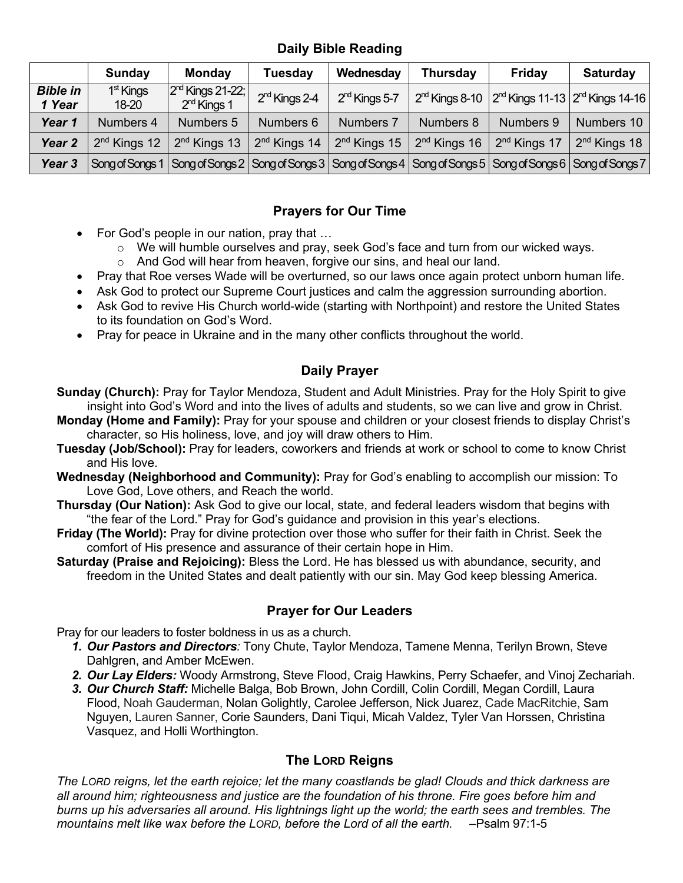## Daily Bible Reading

| | Sunday | Monday | Tuesday | Wednesday | Thursday | Friday | Saturday |
|---|---|---|---|---|---|---|---|
| ***Bible in 1 Year*** | 1st Kings 18-20 | 2nd Kings 21-22; 2nd Kings 1 | 2nd Kings 2-4 | 2nd Kings 5-7 | 2nd Kings 8-10 | 2nd Kings 11-13 | 2nd Kings 14-16 |
| ***Year 1*** | Numbers 4 | Numbers 5 | Numbers 6 | Numbers 7 | Numbers 8 | Numbers 9 | Numbers 10 |
| ***Year 2*** | 2nd Kings 12 | 2nd Kings 13 | 2nd Kings 14 | 2nd Kings 15 | 2nd Kings 16 | 2nd Kings 17 | 2nd Kings 18 |
| ***Year 3*** | Song of Songs 1 | Song of Songs 2 | Song of Songs 3 | Song of Songs 4 | Song of Songs 5 | Song of Songs 6 | Song of Songs 7 |

## Prayers for Our Time

- For God's people in our nation, pray that …
  - We will humble ourselves and pray, seek God's face and turn from our wicked ways.
  - And God will hear from heaven, forgive our sins, and heal our land.
- Pray that Roe verses Wade will be overturned, so our laws once again protect unborn human life.
- Ask God to protect our Supreme Court justices and calm the aggression surrounding abortion.
- Ask God to revive His Church world-wide (starting with Northpoint) and restore the United States to its foundation on God's Word.
- Pray for peace in Ukraine and in the many other conflicts throughout the world.

## Daily Prayer

**Sunday (Church):** Pray for Taylor Mendoza, Student and Adult Ministries. Pray for the Holy Spirit to give insight into God's Word and into the lives of adults and students, so we can live and grow in Christ.

**Monday (Home and Family):** Pray for your spouse and children or your closest friends to display Christ's character, so His holiness, love, and joy will draw others to Him.

**Tuesday (Job/School):** Pray for leaders, coworkers and friends at work or school to come to know Christ and His love.

**Wednesday (Neighborhood and Community):** Pray for God's enabling to accomplish our mission: To Love God, Love others, and Reach the world.

**Thursday (Our Nation):** Ask God to give our local, state, and federal leaders wisdom that begins with "the fear of the Lord." Pray for God's guidance and provision in this year's elections.

**Friday (The World):** Pray for divine protection over those who suffer for their faith in Christ. Seek the comfort of His presence and assurance of their certain hope in Him.

**Saturday (Praise and Rejoicing):** Bless the Lord. He has blessed us with abundance, security, and freedom in the United States and dealt patiently with our sin. May God keep blessing America.

## Prayer for Our Leaders

Pray for our leaders to foster boldness in us as a church.

1. ***Our Pastors and Directors**:* Tony Chute, Taylor Mendoza, Tamene Menna, Terilyn Brown, Steve Dahlgren, and Amber McEwen.
2. ***Our Lay Elders:*** Woody Armstrong, Steve Flood, Craig Hawkins, Perry Schaefer, and Vinoj Zechariah.
3. ***Our Church Staff:*** Michelle Balga, Bob Brown, John Cordill, Colin Cordill, Megan Cordill, Laura Flood, Noah Gauderman, Nolan Golightly, Carolee Jefferson, Nick Juarez, Cade MacRitchie, Sam Nguyen, Lauren Sanner, Corie Saunders, Dani Tiqui, Micah Valdez, Tyler Van Horssen, Christina Vasquez, and Holli Worthington.

## The LORD Reigns

*The LORD reigns, let the earth rejoice; let the many coastlands be glad! Clouds and thick darkness are all around him; righteousness and justice are the foundation of his throne. Fire goes before him and burns up his adversaries all around. His lightnings light up the world; the earth sees and trembles. The mountains melt like wax before the LORD, before the Lord of all the earth.* –Psalm 97:1-5